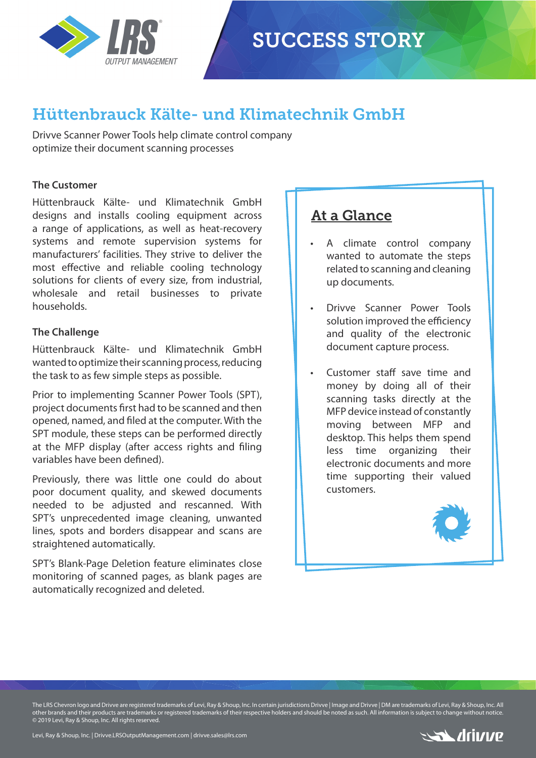# SUCCESS STORY

## Hüttenbrauck Kälte- und Klimatechnik GmbH

Drivve Scanner Power Tools help climate control company optimize their document scanning processes

### The Customer

Hüttenbrauck Kälte- und Klimatechnik GmbH designs and installs cooling equipment across a range of applications, as well as heat-recovery systems and remote supervision systems for manufacturers' facilities. They strive to deliver the most effective and reliable cooling technology solutions for clients of every size, from industrial, wholesale and retail businesses to private households.

### The Challenge

Hüttenbrauck Kälte- und Klimatechnik GmbH wanted to optimize their scanning process, reducing the task to as few simple steps as possible.

Prior to implementing Scanner Power Tools (SPT), project documents first had to be scanned and then opened, named, and filed at the computer. With the SPT module, these steps can be performed directly at the MFP display (after access rights and filing variables have been defined).

Previously, there was little one could do about poor document quality, and skewed documents needed to be adjusted and rescanned. With SPT's unprecedented image cleaning, unwanted lines, spots and borders disappear and scans are straightened automatically.

SPT's Blank-Page Deletion feature eliminates close monitoring of scanned pages, as blank pages are automatically recognized and deleted.

### At a Glance

- A climate control company wanted to automate the steps related to scanning and cleaning up documents.
- Drivve Scanner Power Tools solution improved the efficiency and quality of the electronic document capture process.
- Customer staff save time and money by doing all of their scanning tasks directly at the MFP device instead of constantly moving between MFP and desktop. This helps them spend less time organizing their electronic documents and more time supporting their valued customers.

The LRS Chevron logo and Drivve are registered trademarks of Levi, Ray & Shoup, Inc. In certain jurisdictions Drivve | Image and Drivve | DM are trademarks of Levi, Ray & Shoup, Inc. All other brands and their products are trademarks or registered trademarks of their respective holders and should be noted as such. All information is subject to change without notice. © 2019 Levi, Ray & Shoup, Inc. All rights reserved.

Levi, Ray & Shoup, Inc. | Drivve.LRSOutputManagement.com | drivve.sales@lrs.com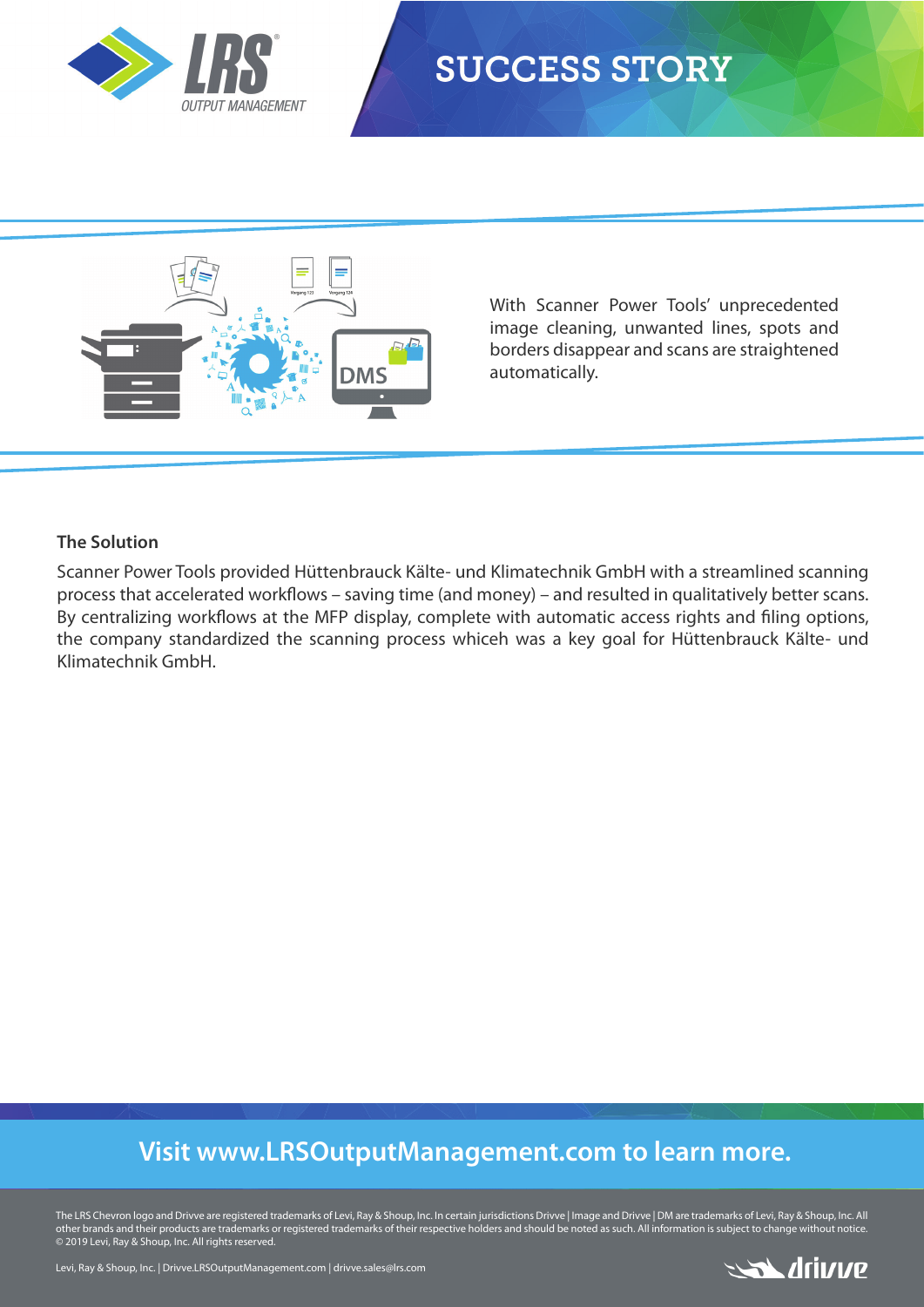# SUCCESS STORY

With Scanner Power Tools' unprecedented image cleaning, unwanted lines, spots and borders disappear and scans are straightened automatically.

**The Solution**

Scanner Power Tools provided Hüttenbrauck Kälte- und Klimatechnik GmbH with a streamlined scanning process that accelerated workflows – saving time (and money) – and resulted in qualitatively better scans. By centralizing workflows at the MFP display, complete with automatic access rights and filing options, the company standardized the scanning process whiceh was a key goal for Hüttenbrauck Kälte- und Klimatechnik GmbH.

**Visit www.LRSOutputManagement.com to learn more.**

The LRS Chevron logo and Drivve are registered trademarks of Levi, Ray & Shoup, Inc. In certain jurisdictions Drivve | Image and Drivve | DM are trademarks of Levi, Ray & Shoup, Inc. All other brands and their products are trademarks or registered trademarks of their respective holders and should be noted as such. All information is subject to change without notice. © 2019 Levi, Ray & Shoup, Inc. All rights reserved.

Levi, Ray & Shoup, Inc. | Drivve.LRSOutputManagement.com | drivve.sales@lrs.com